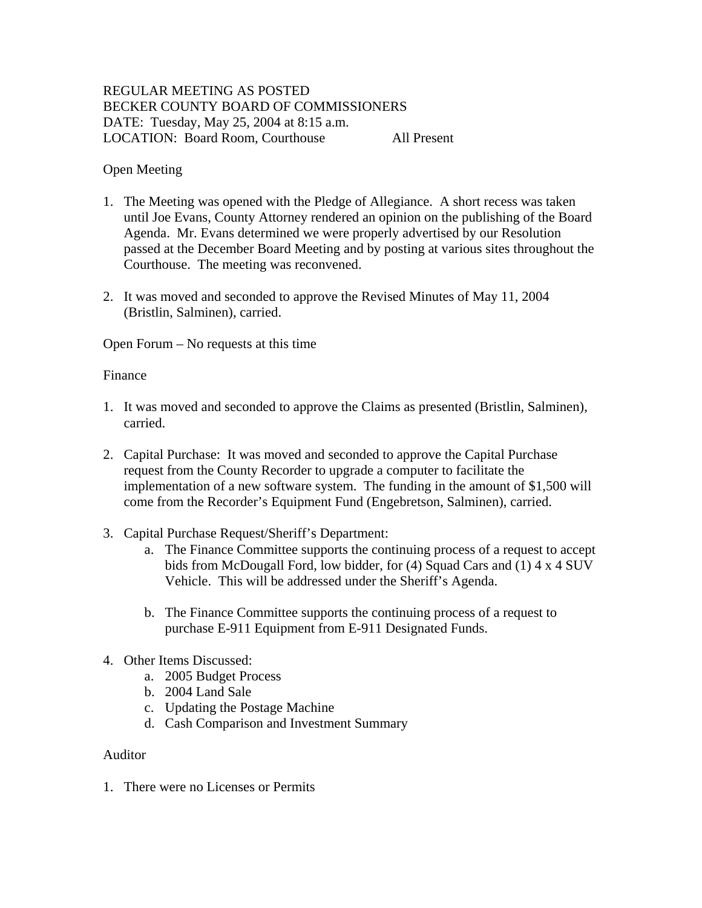REGULAR MEETING AS POSTED
BECKER COUNTY BOARD OF COMMISSIONERS
DATE: Tuesday, May 25, 2004 at 8:15 a.m.
LOCATION: Board Room, Courthouse All Present

Open Meeting

1. The Meeting was opened with the Pledge of Allegiance. A short recess was taken until Joe Evans, County Attorney rendered an opinion on the publishing of the Board Agenda. Mr. Evans determined we were properly advertised by our Resolution passed at the December Board Meeting and by posting at various sites throughout the Courthouse. The meeting was reconvened.

2. It was moved and seconded to approve the Revised Minutes of May 11, 2004 (Bristlin, Salminen), carried.

Open Forum – No requests at this time

Finance

1. It was moved and seconded to approve the Claims as presented (Bristlin, Salminen), carried.

2. Capital Purchase: It was moved and seconded to approve the Capital Purchase request from the County Recorder to upgrade a computer to facilitate the implementation of a new software system. The funding in the amount of $1,500 will come from the Recorder's Equipment Fund (Engebretson, Salminen), carried.

3. Capital Purchase Request/Sheriff's Department:
   a. The Finance Committee supports the continuing process of a request to accept bids from McDougall Ford, low bidder, for (4) Squad Cars and (1) 4 x 4 SUV Vehicle. This will be addressed under the Sheriff's Agenda.

   b. The Finance Committee supports the continuing process of a request to purchase E-911 Equipment from E-911 Designated Funds.

4. Other Items Discussed:
   a. 2005 Budget Process
   b. 2004 Land Sale
   c. Updating the Postage Machine
   d. Cash Comparison and Investment Summary

Auditor

1. There were no Licenses or Permits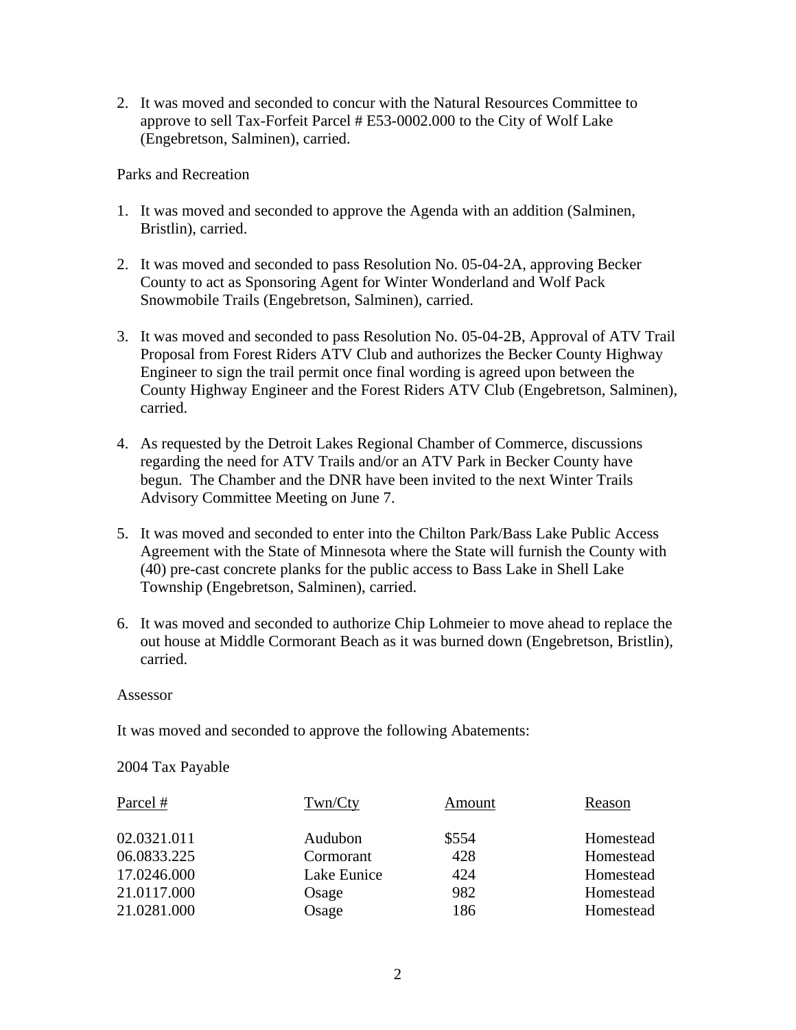2. It was moved and seconded to concur with the Natural Resources Committee to approve to sell Tax-Forfeit Parcel # E53-0002.000 to the City of Wolf Lake (Engebretson, Salminen), carried.

Parks and Recreation

1. It was moved and seconded to approve the Agenda with an addition (Salminen, Bristlin), carried.

2. It was moved and seconded to pass Resolution No. 05-04-2A, approving Becker County to act as Sponsoring Agent for Winter Wonderland and Wolf Pack Snowmobile Trails (Engebretson, Salminen), carried.

3. It was moved and seconded to pass Resolution No. 05-04-2B, Approval of ATV Trail Proposal from Forest Riders ATV Club and authorizes the Becker County Highway Engineer to sign the trail permit once final wording is agreed upon between the County Highway Engineer and the Forest Riders ATV Club (Engebretson, Salminen), carried.

4. As requested by the Detroit Lakes Regional Chamber of Commerce, discussions regarding the need for ATV Trails and/or an ATV Park in Becker County have begun. The Chamber and the DNR have been invited to the next Winter Trails Advisory Committee Meeting on June 7.

5. It was moved and seconded to enter into the Chilton Park/Bass Lake Public Access Agreement with the State of Minnesota where the State will furnish the County with (40) pre-cast concrete planks for the public access to Bass Lake in Shell Lake Township (Engebretson, Salminen), carried.

6. It was moved and seconded to authorize Chip Lohmeier to move ahead to replace the out house at Middle Cormorant Beach as it was burned down (Engebretson, Bristlin), carried.

Assessor

It was moved and seconded to approve the following Abatements:

2004 Tax Payable

| Parcel # | Twn/Cty | Amount | Reason |
|---|---|---|---|
| 02.0321.011 | Audubon | $554 | Homestead |
| 06.0833.225 | Cormorant | 428 | Homestead |
| 17.0246.000 | Lake Eunice | 424 | Homestead |
| 21.0117.000 | Osage | 982 | Homestead |
| 21.0281.000 | Osage | 186 | Homestead |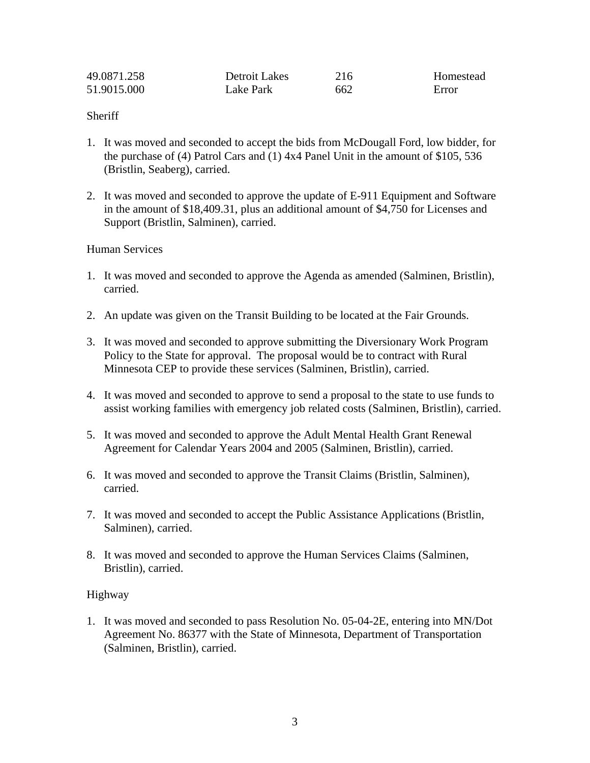| | | | |
|---|---|---|---|
| 49.0871.258 | Detroit Lakes | 216 | Homestead |
| 51.9015.000 | Lake Park | 662 | Error |

Sheriff

1. It was moved and seconded to accept the bids from McDougall Ford, low bidder, for the purchase of (4) Patrol Cars and (1) 4x4 Panel Unit in the amount of $105, 536 (Bristlin, Seaberg), carried.

2. It was moved and seconded to approve the update of E-911 Equipment and Software in the amount of $18,409.31, plus an additional amount of $4,750 for Licenses and Support (Bristlin, Salminen), carried.

Human Services

1. It was moved and seconded to approve the Agenda as amended (Salminen, Bristlin), carried.

2. An update was given on the Transit Building to be located at the Fair Grounds.

3. It was moved and seconded to approve submitting the Diversionary Work Program Policy to the State for approval. The proposal would be to contract with Rural Minnesota CEP to provide these services (Salminen, Bristlin), carried.

4. It was moved and seconded to approve to send a proposal to the state to use funds to assist working families with emergency job related costs (Salminen, Bristlin), carried.

5. It was moved and seconded to approve the Adult Mental Health Grant Renewal Agreement for Calendar Years 2004 and 2005 (Salminen, Bristlin), carried.

6. It was moved and seconded to approve the Transit Claims (Bristlin, Salminen), carried.

7. It was moved and seconded to accept the Public Assistance Applications (Bristlin, Salminen), carried.

8. It was moved and seconded to approve the Human Services Claims (Salminen, Bristlin), carried.

Highway

1. It was moved and seconded to pass Resolution No. 05-04-2E, entering into MN/Dot Agreement No. 86377 with the State of Minnesota, Department of Transportation (Salminen, Bristlin), carried.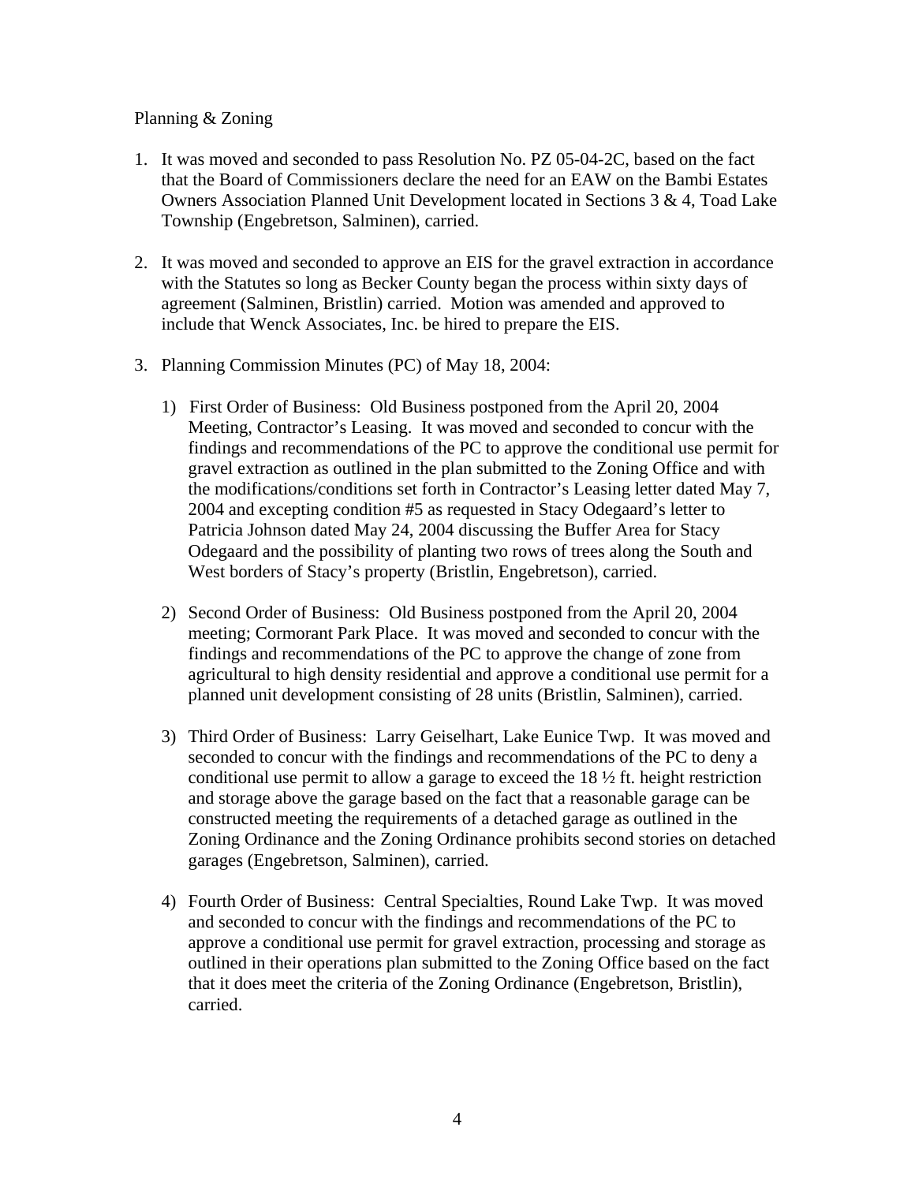Planning & Zoning

1. It was moved and seconded to pass Resolution No. PZ 05-04-2C, based on the fact that the Board of Commissioners declare the need for an EAW on the Bambi Estates Owners Association Planned Unit Development located in Sections 3 & 4, Toad Lake Township (Engebretson, Salminen), carried.

2. It was moved and seconded to approve an EIS for the gravel extraction in accordance with the Statutes so long as Becker County began the process within sixty days of agreement (Salminen, Bristlin) carried. Motion was amended and approved to include that Wenck Associates, Inc. be hired to prepare the EIS.

3. Planning Commission Minutes (PC) of May 18, 2004:

   1) First Order of Business: Old Business postponed from the April 20, 2004 Meeting, Contractor's Leasing. It was moved and seconded to concur with the findings and recommendations of the PC to approve the conditional use permit for gravel extraction as outlined in the plan submitted to the Zoning Office and with the modifications/conditions set forth in Contractor's Leasing letter dated May 7, 2004 and excepting condition #5 as requested in Stacy Odegaard's letter to Patricia Johnson dated May 24, 2004 discussing the Buffer Area for Stacy Odegaard and the possibility of planting two rows of trees along the South and West borders of Stacy's property (Bristlin, Engebretson), carried.

   2) Second Order of Business: Old Business postponed from the April 20, 2004 meeting; Cormorant Park Place. It was moved and seconded to concur with the findings and recommendations of the PC to approve the change of zone from agricultural to high density residential and approve a conditional use permit for a planned unit development consisting of 28 units (Bristlin, Salminen), carried.

   3) Third Order of Business: Larry Geiselhart, Lake Eunice Twp. It was moved and seconded to concur with the findings and recommendations of the PC to deny a conditional use permit to allow a garage to exceed the 18 ½ ft. height restriction and storage above the garage based on the fact that a reasonable garage can be constructed meeting the requirements of a detached garage as outlined in the Zoning Ordinance and the Zoning Ordinance prohibits second stories on detached garages (Engebretson, Salminen), carried.

   4) Fourth Order of Business: Central Specialties, Round Lake Twp. It was moved and seconded to concur with the findings and recommendations of the PC to approve a conditional use permit for gravel extraction, processing and storage as outlined in their operations plan submitted to the Zoning Office based on the fact that it does meet the criteria of the Zoning Ordinance (Engebretson, Bristlin), carried.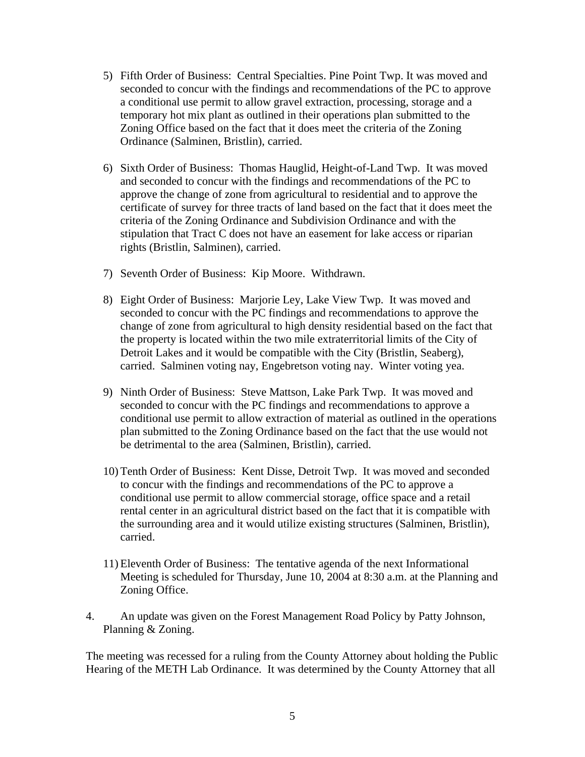5) Fifth Order of Business: Central Specialties. Pine Point Twp. It was moved and seconded to concur with the findings and recommendations of the PC to approve a conditional use permit to allow gravel extraction, processing, storage and a temporary hot mix plant as outlined in their operations plan submitted to the Zoning Office based on the fact that it does meet the criteria of the Zoning Ordinance (Salminen, Bristlin), carried.

6) Sixth Order of Business: Thomas Hauglid, Height-of-Land Twp. It was moved and seconded to concur with the findings and recommendations of the PC to approve the change of zone from agricultural to residential and to approve the certificate of survey for three tracts of land based on the fact that it does meet the criteria of the Zoning Ordinance and Subdivision Ordinance and with the stipulation that Tract C does not have an easement for lake access or riparian rights (Bristlin, Salminen), carried.

7) Seventh Order of Business: Kip Moore. Withdrawn.

8) Eight Order of Business: Marjorie Ley, Lake View Twp. It was moved and seconded to concur with the PC findings and recommendations to approve the change of zone from agricultural to high density residential based on the fact that the property is located within the two mile extraterritorial limits of the City of Detroit Lakes and it would be compatible with the City (Bristlin, Seaberg), carried. Salminen voting nay, Engebretson voting nay. Winter voting yea.

9) Ninth Order of Business: Steve Mattson, Lake Park Twp. It was moved and seconded to concur with the PC findings and recommendations to approve a conditional use permit to allow extraction of material as outlined in the operations plan submitted to the Zoning Ordinance based on the fact that the use would not be detrimental to the area (Salminen, Bristlin), carried.

10) Tenth Order of Business: Kent Disse, Detroit Twp. It was moved and seconded to concur with the findings and recommendations of the PC to approve a conditional use permit to allow commercial storage, office space and a retail rental center in an agricultural district based on the fact that it is compatible with the surrounding area and it would utilize existing structures (Salminen, Bristlin), carried.

11) Eleventh Order of Business: The tentative agenda of the next Informational Meeting is scheduled for Thursday, June 10, 2004 at 8:30 a.m. at the Planning and Zoning Office.

4. An update was given on the Forest Management Road Policy by Patty Johnson, Planning & Zoning.

The meeting was recessed for a ruling from the County Attorney about holding the Public Hearing of the METH Lab Ordinance. It was determined by the County Attorney that all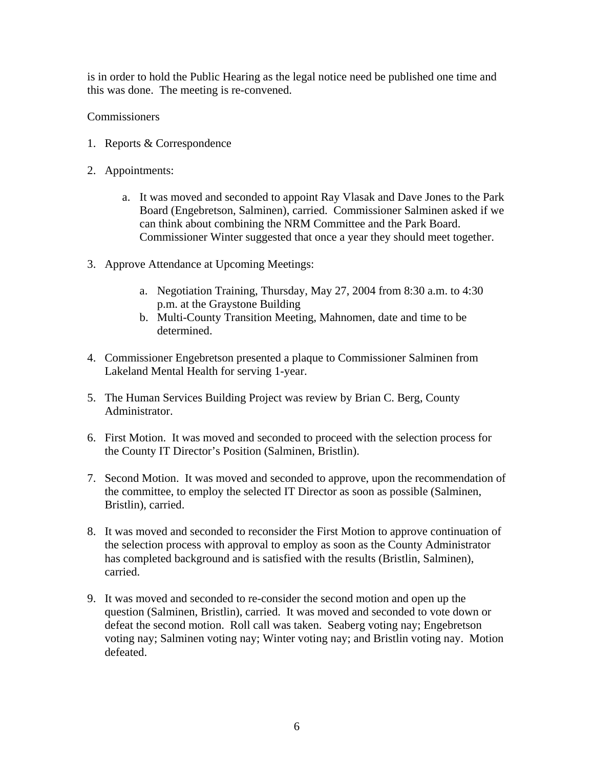is in order to hold the Public Hearing as the legal notice need be published one time and this was done. The meeting is re-convened.

Commissioners

1. Reports & Correspondence

2. Appointments:

    a. It was moved and seconded to appoint Ray Vlasak and Dave Jones to the Park Board (Engebretson, Salminen), carried. Commissioner Salminen asked if we can think about combining the NRM Committee and the Park Board. Commissioner Winter suggested that once a year they should meet together.

3. Approve Attendance at Upcoming Meetings:

    a. Negotiation Training, Thursday, May 27, 2004 from 8:30 a.m. to 4:30 p.m. at the Graystone Building
    b. Multi-County Transition Meeting, Mahnomen, date and time to be determined.

4. Commissioner Engebretson presented a plaque to Commissioner Salminen from Lakeland Mental Health for serving 1-year.

5. The Human Services Building Project was review by Brian C. Berg, County Administrator.

6. First Motion. It was moved and seconded to proceed with the selection process for the County IT Director's Position (Salminen, Bristlin).

7. Second Motion. It was moved and seconded to approve, upon the recommendation of the committee, to employ the selected IT Director as soon as possible (Salminen, Bristlin), carried.

8. It was moved and seconded to reconsider the First Motion to approve continuation of the selection process with approval to employ as soon as the County Administrator has completed background and is satisfied with the results (Bristlin, Salminen), carried.

9. It was moved and seconded to re-consider the second motion and open up the question (Salminen, Bristlin), carried. It was moved and seconded to vote down or defeat the second motion. Roll call was taken. Seaberg voting nay; Engebretson voting nay; Salminen voting nay; Winter voting nay; and Bristlin voting nay. Motion defeated.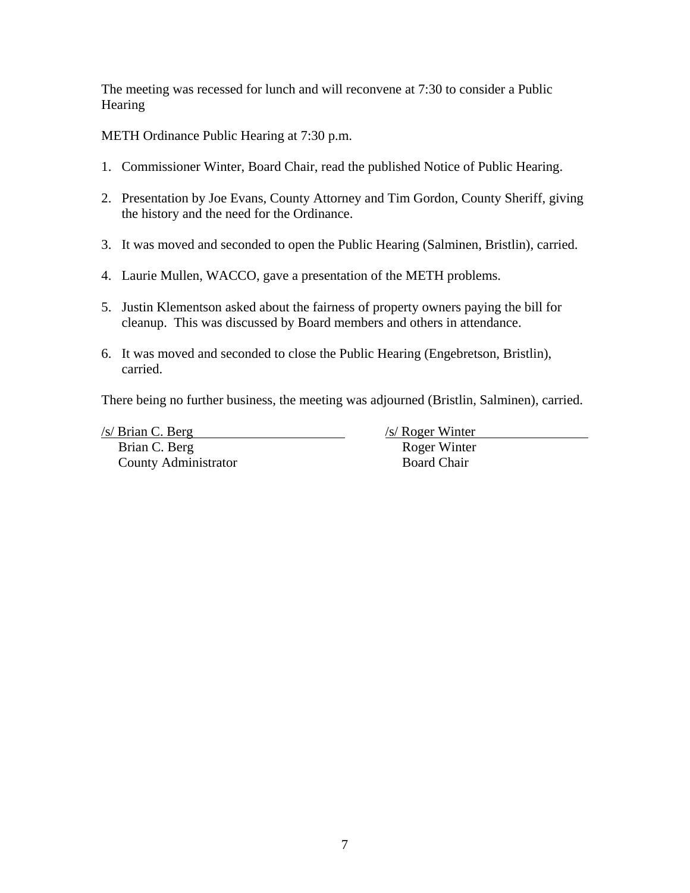The meeting was recessed for lunch and will reconvene at 7:30 to consider a Public Hearing

METH Ordinance Public Hearing at 7:30 p.m.

1. Commissioner Winter, Board Chair, read the published Notice of Public Hearing.

2. Presentation by Joe Evans, County Attorney and Tim Gordon, County Sheriff, giving the history and the need for the Ordinance.

3. It was moved and seconded to open the Public Hearing (Salminen, Bristlin), carried.

4. Laurie Mullen, WACCO, gave a presentation of the METH problems.

5. Justin Klementson asked about the fairness of property owners paying the bill for cleanup. This was discussed by Board members and others in attendance.

6. It was moved and seconded to close the Public Hearing (Engebretson, Bristlin), carried.

There being no further business, the meeting was adjourned (Bristlin, Salminen), carried.

/s/ Brian C. Berg
Brian C. Berg
County Administrator

/s/ Roger Winter
Roger Winter
Board Chair